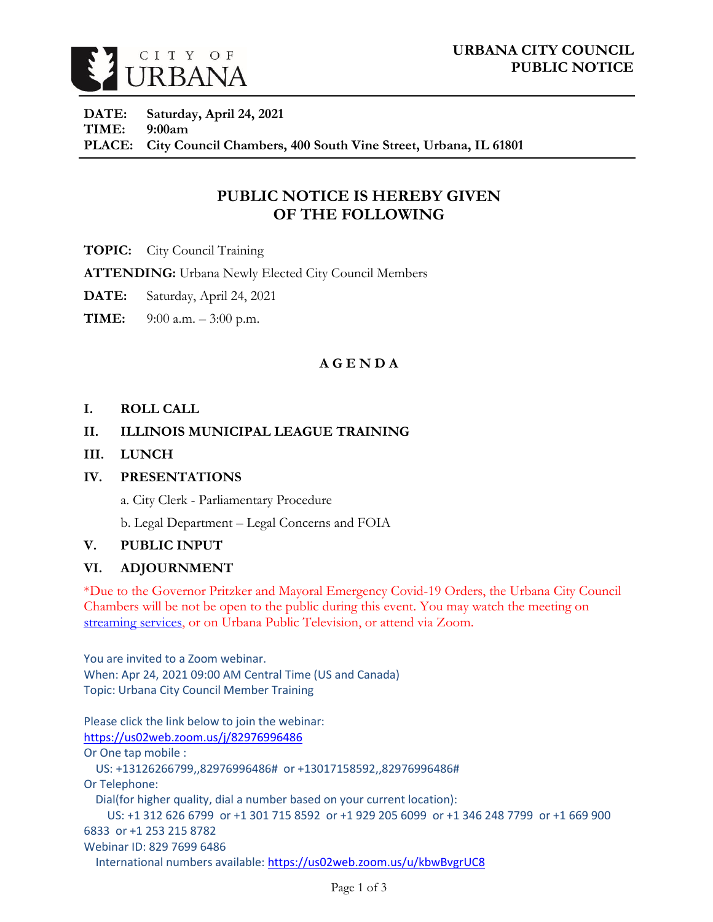CITY OF URBANA

**URBANA CITY COUNCIL PUBLIC NOTICE**

**DATE:** **Saturday, April 24, 2021**
**TIME:** **9:00am**
**PLACE:** **City Council Chambers, 400 South Vine Street, Urbana, IL 61801**

## PUBLIC NOTICE IS HEREBY GIVEN OF THE FOLLOWING

**TOPIC:** City Council Training

**ATTENDING:** Urbana Newly Elected City Council Members

**DATE:** Saturday, April 24, 2021

**TIME:** 9:00 a.m. – 3:00 p.m.

### A G E N D A

**I. ROLL CALL**

**II. ILLINOIS MUNICIPAL LEAGUE TRAINING**

**III. LUNCH**

**IV. PRESENTATIONS**

a. City Clerk - Parliamentary Procedure

b. Legal Department – Legal Concerns and FOIA

**V. PUBLIC INPUT**

**VI. ADJOURNMENT**

*Due to the Governor Pritzker and Mayoral Emergency Covid-19 Orders, the Urbana City Council Chambers will be not be open to the public during this event. You may watch the meeting on streaming services, or on Urbana Public Television, or attend via Zoom.

You are invited to a Zoom webinar.
When: Apr 24, 2021 09:00 AM Central Time (US and Canada)
Topic: Urbana City Council Member Training

Please click the link below to join the webinar:
https://us02web.zoom.us/j/82976996486
Or One tap mobile :
US: +13126266799,,82976996486# or +13017158592,,82976996486#
Or Telephone:
Dial(for higher quality, dial a number based on your current location):
US: +1 312 626 6799 or +1 301 715 8592 or +1 929 205 6099 or +1 346 248 7799 or +1 669 900 6833 or +1 253 215 8782
Webinar ID: 829 7699 6486
International numbers available: https://us02web.zoom.us/u/kbwBvgrUC8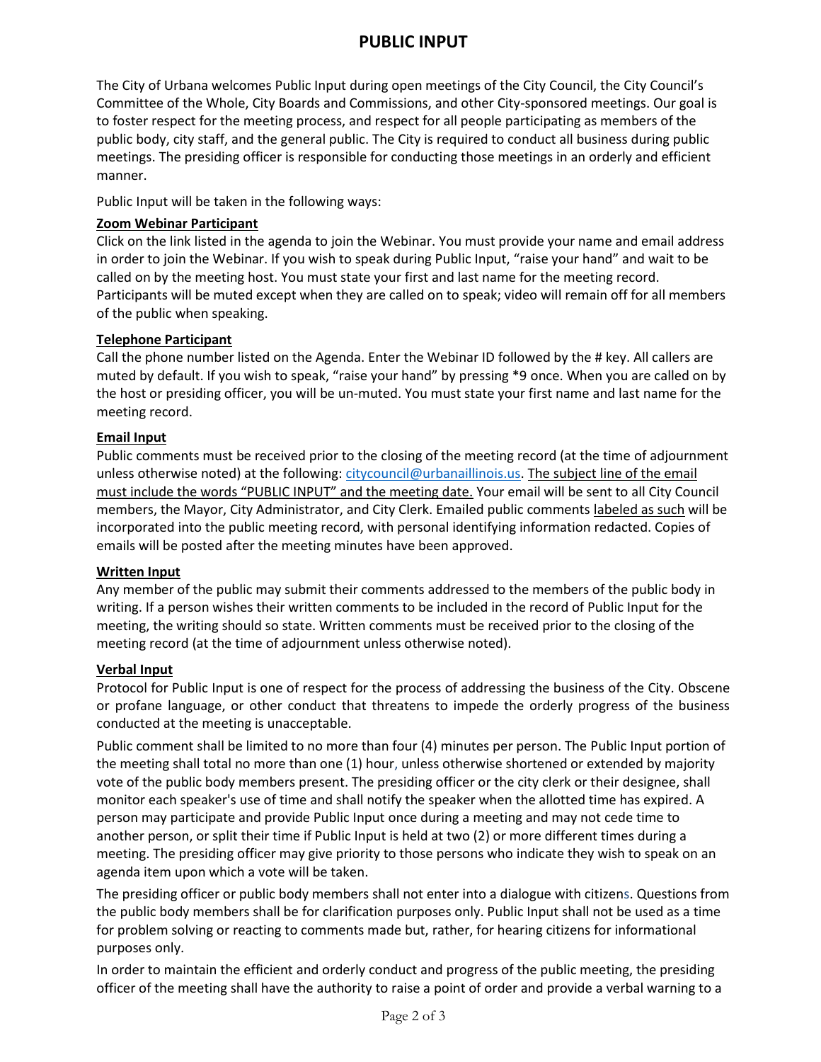# PUBLIC INPUT

The City of Urbana welcomes Public Input during open meetings of the City Council, the City Council's Committee of the Whole, City Boards and Commissions, and other City-sponsored meetings. Our goal is to foster respect for the meeting process, and respect for all people participating as members of the public body, city staff, and the general public. The City is required to conduct all business during public meetings. The presiding officer is responsible for conducting those meetings in an orderly and efficient manner.

Public Input will be taken in the following ways:

**Zoom Webinar Participant**
Click on the link listed in the agenda to join the Webinar. You must provide your name and email address in order to join the Webinar. If you wish to speak during Public Input, "raise your hand" and wait to be called on by the meeting host. You must state your first and last name for the meeting record. Participants will be muted except when they are called on to speak; video will remain off for all members of the public when speaking.

**Telephone Participant**
Call the phone number listed on the Agenda. Enter the Webinar ID followed by the # key. All callers are muted by default. If you wish to speak, "raise your hand" by pressing *9 once. When you are called on by the host or presiding officer, you will be un-muted. You must state your first name and last name for the meeting record.

**Email Input**
Public comments must be received prior to the closing of the meeting record (at the time of adjournment unless otherwise noted) at the following: citycouncil@urbanaillinois.us. The subject line of the email must include the words "PUBLIC INPUT" and the meeting date. Your email will be sent to all City Council members, the Mayor, City Administrator, and City Clerk. Emailed public comments labeled as such will be incorporated into the public meeting record, with personal identifying information redacted. Copies of emails will be posted after the meeting minutes have been approved.

**Written Input**
Any member of the public may submit their comments addressed to the members of the public body in writing. If a person wishes their written comments to be included in the record of Public Input for the meeting, the writing should so state. Written comments must be received prior to the closing of the meeting record (at the time of adjournment unless otherwise noted).

**Verbal Input**
Protocol for Public Input is one of respect for the process of addressing the business of the City. Obscene or profane language, or other conduct that threatens to impede the orderly progress of the business conducted at the meeting is unacceptable.

Public comment shall be limited to no more than four (4) minutes per person. The Public Input portion of the meeting shall total no more than one (1) hour, unless otherwise shortened or extended by majority vote of the public body members present. The presiding officer or the city clerk or their designee, shall monitor each speaker's use of time and shall notify the speaker when the allotted time has expired. A person may participate and provide Public Input once during a meeting and may not cede time to another person, or split their time if Public Input is held at two (2) or more different times during a meeting. The presiding officer may give priority to those persons who indicate they wish to speak on an agenda item upon which a vote will be taken.

The presiding officer or public body members shall not enter into a dialogue with citizens. Questions from the public body members shall be for clarification purposes only. Public Input shall not be used as a time for problem solving or reacting to comments made but, rather, for hearing citizens for informational purposes only.

In order to maintain the efficient and orderly conduct and progress of the public meeting, the presiding officer of the meeting shall have the authority to raise a point of order and provide a verbal warning to a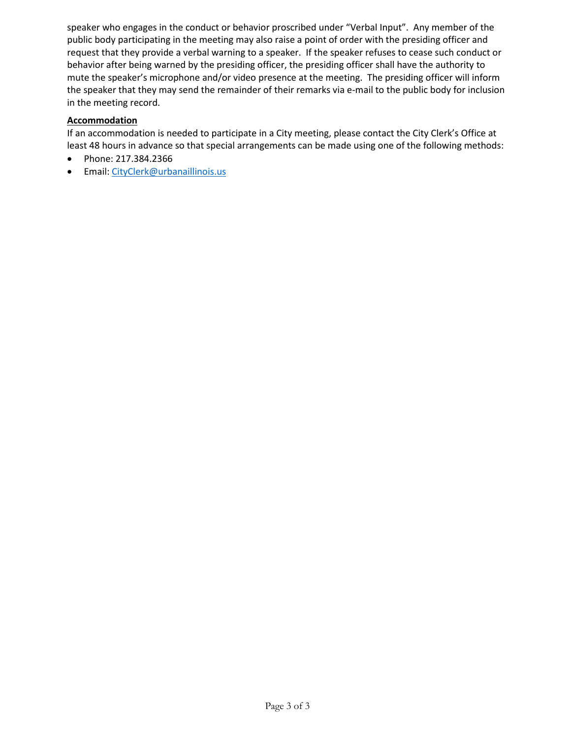speaker who engages in the conduct or behavior proscribed under “Verbal Input”. Any member of the public body participating in the meeting may also raise a point of order with the presiding officer and request that they provide a verbal warning to a speaker. If the speaker refuses to cease such conduct or behavior after being warned by the presiding officer, the presiding officer shall have the authority to mute the speaker’s microphone and/or video presence at the meeting. The presiding officer will inform the speaker that they may send the remainder of their remarks via e-mail to the public body for inclusion in the meeting record.

**Accommodation**

If an accommodation is needed to participate in a City meeting, please contact the City Clerk’s Office at least 48 hours in advance so that special arrangements can be made using one of the following methods:

- Phone: 217.384.2366
- Email: CityClerk@urbanaillinois.us